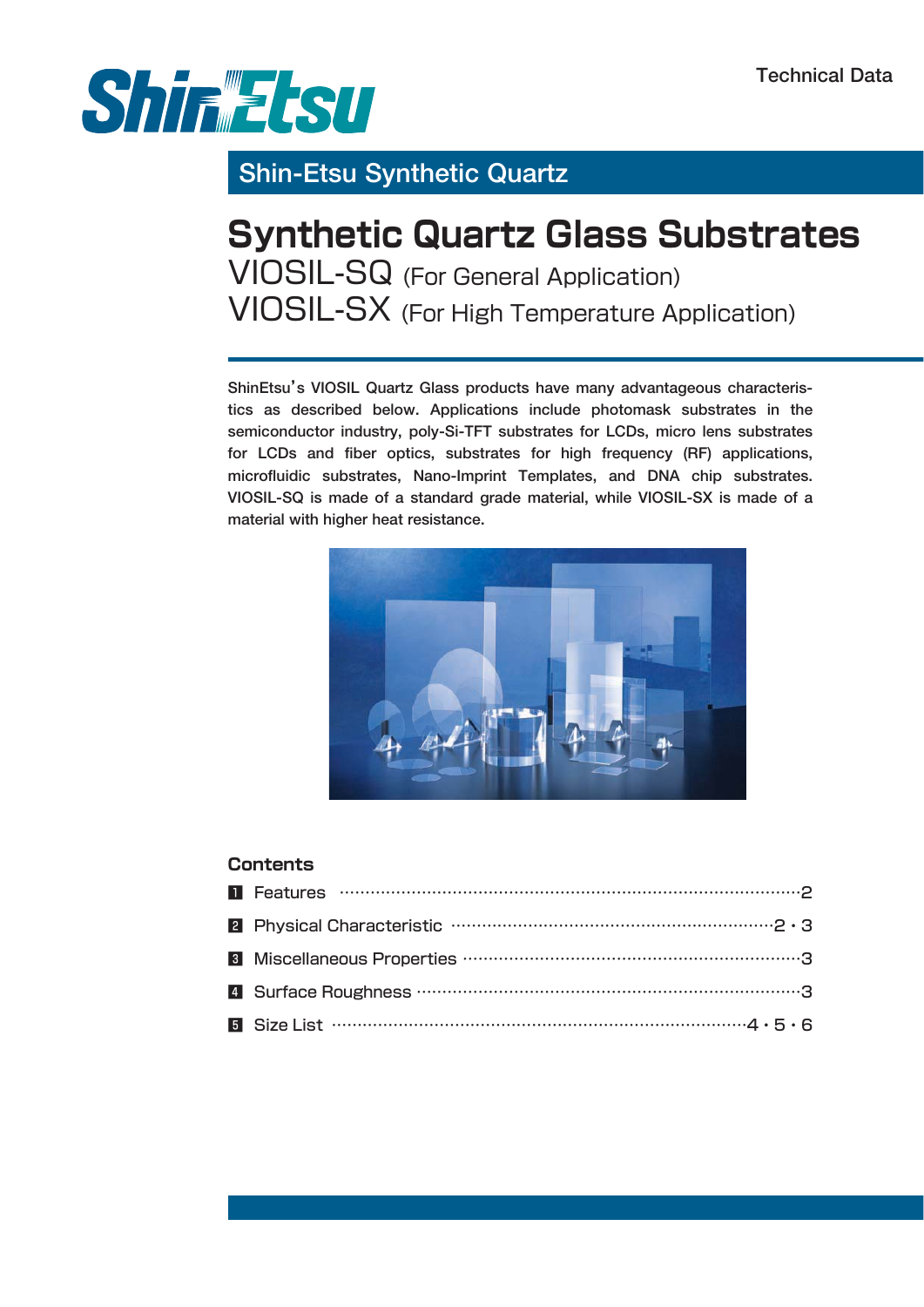Shin-Etsu

Technical Data

## Shin-Etsu Synthetic Quartz

# Synthetic Quartz Glass Substrates

## VIOSIL-SQ (For General Application)

## VIOSIL-SX (For High Temperature Application)

ShinEtsu's VIOSIL Quartz Glass products have many advantageous characteristics as described below. Applications include photomask substrates in the semiconductor industry, poly-Si-TFT substrates for LCDs, micro lens substrates for LCDs and fiber optics, substrates for high frequency (RF) applications, microfluidic substrates, Nano-Imprint Templates, and DNA chip substrates. VIOSIL-SQ is made of a standard grade material, while VIOSIL-SX is made of a material with higher heat resistance.

### Contents

1. Features ········· 2
2. Physical Characteristic ········· 2・3
3. Miscellaneous Properties ········· 3
4. Surface Roughness ········· 3
5. Size List ········· 4・5・6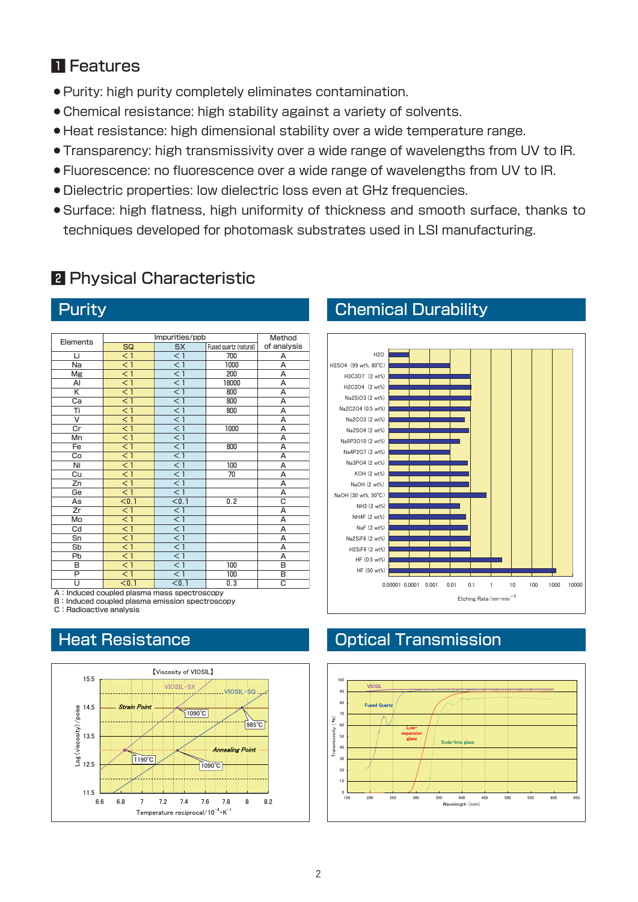# 1 Features

- Purity: high purity completely eliminates contamination.
- Chemical resistance: high stability against a variety of solvents.
- Heat resistance: high dimensional stability over a wide temperature range.
- Transparency: high transmissivity over a wide range of wavelengths from UV to IR.
- Fluorescence: no fluorescence over a wide range of wavelengths from UV to IR.
- Dielectric properties: low dielectric loss even at GHz frequencies.
- Surface: high flatness, high uniformity of thickness and smooth surface, thanks to techniques developed for photomask substrates used in LSI manufacturing.

# 2 Physical Characteristic

## Purity

| Elements | Impurities/ppb | | | Method of analysis |
|---|---|---|---|---|
| | SQ | SX | Fused quartz (natural) | |
| Li | <1 | <1 | 700 | A |
| Na | <1 | <1 | 1000 | A |
| Mg | <1 | <1 | 200 | A |
| Al | <1 | <1 | 18000 | A |
| K | <1 | <1 | 800 | A |
| Ca | <1 | <1 | 800 | A |
| Ti | <1 | <1 | 800 | A |
| V | <1 | <1 | | A |
| Cr | <1 | <1 | 1000 | A |
| Mn | <1 | <1 | | A |
| Fe | <1 | <1 | 800 | A |
| Co | <1 | <1 | | A |
| Ni | <1 | <1 | 100 | A |
| Cu | <1 | <1 | 70 | A |
| Zn | <1 | <1 | | A |
| Ge | <1 | <1 | | A |
| As | <0.1 | <0.1 | 0.2 | C |
| Zr | <1 | <1 | | A |
| Mo | <1 | <1 | | A |
| Cd | <1 | <1 | | A |
| Sn | <1 | <1 | | A |
| Sb | <1 | <1 | | A |
| Pb | <1 | <1 | | A |
| B | <1 | <1 | 100 | B |
| P | <1 | <1 | 100 | B |
| U | <0.1 | <0.1 | 0.3 | C |

A : Induced coupled plasma mass spectroscopy
B : Induced coupled plasma emission spectroscopy
C : Radioactive analysis

## Chemical Durability

(Bar chart: Etching Rate/nm·min$^{-1}$, log scale 0.00001–10000, for $H_2O$; $H_2SO_4$ (99 wt%, 80°C); $H_3C_3O_7$ (2 wt%); $H_2C_2O_4$ (2 wt%); $Na_2SiO_3$ (2 wt%); $Na_2C_2O_4$ (0.5 wt%); $Na_2CO_3$ (2 wt%); $Na_2SO_4$ (2 wt%); $Na_5P_3O_{10}$ (2 wt%); $Na_4P_2O_7$ (2 wt%); $Na_3PO_4$ (2 wt%); KOH (2 wt%); NaOH (2 wt%); NaOH (30 wt%, 50°C); $NH_3$ (2 wt%); $NH_4F$ (2 wt%); NaF (2 wt%); $Na_2SiF_6$ (2 wt%); $H_2SiF_6$ (2 wt%); HF (0.5 wt%); HF (50 wt%))

## Heat Resistance

【Viscosity of VIOSIL】

(Graph: Log (viscosity) / poise vs. Temperature reciprocal/$10^{-4}$·$K^{-1}$; VIOSIL-SX and VIOSIL-SQ; Strain Point: 1090°C, 985°C; Annealing Point: 1190°C, 1090°C)

## Optical Transmission

(Graph: Transmissivity (%) vs. Wavelength (nm), 150–650; VIOSIL, Fused Quartz, Low-expansion glass, Soda-lime glass)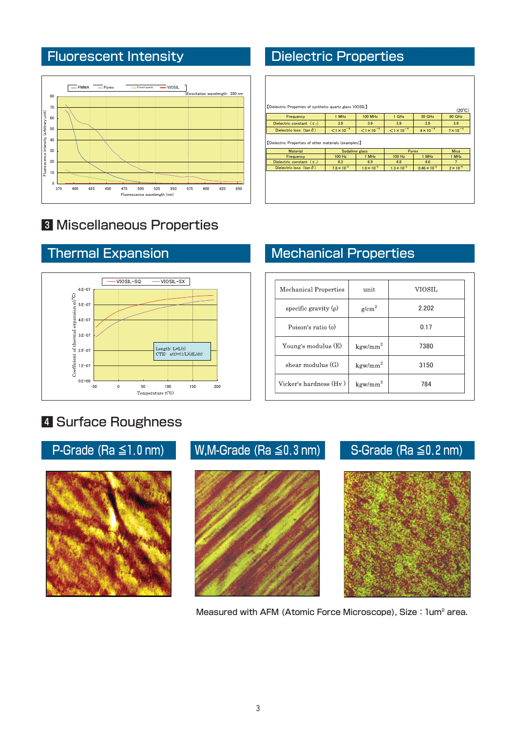## Fluorescent Intensity

PMMA — Pyrex — Fused quartz — VIOSIL

※excitation wavelength：350 nm

Fluorescence intensity (arbitrary unit)

Fluorescence wavelength (nm)

## Dielectric Properties

【Dielectric Properties of synthetic quartz glass VIOSIL】

(20℃)

| Frequency | 1 MHz | 100 MHz | 1 GHz | 30 GHz | 60 GHz |
|---|---|---|---|---|---|
| Dielectric constant （$\varepsilon_r$） | 3.9 | 3.9 | 3.9 | 3.9 | 3.9 |
| Dielectric loss （tan δ） | $<1\times10^{-4}$ | $<1\times10^{-4}$ | $<1\times10^{-4}$ | $4\times10^{-4}$ | $7\times10^{-4}$ |

【Dielectric Properties of other materials (examples)】

| Material | Sodalime glass | | Pyrex | | Mica |
|---|---|---|---|---|---|
| Frequency | 100 Hz | 1 MHz | 100 Hz | 1 MHz | 1 MHz |
| Dielectric constant （$\varepsilon_r$） | 8.3 | 6.9 | 4.8 | 4.6 | 7 |
| Dielectric loss （tan δ） | $7.8\times10^{-2}$ | $1.0\times10^{-2}$ | $1.3\times10^{-2}$ | $0.46\times10^{-2}$ | $2\times10^{-4}$ |

# 3 Miscellaneous Properties

## Thermal Expansion

VIOSIL-SQ — VIOSIL-SX

Length: L=L(t)
CTE: α(t)=(1/L)(dL/dt)

Coefficient of thermal expansion α(/℃)

Temperature t(℃)

## Mechanical Properties

| Mechanical Properties | unit | VIOSIL |
|---|---|---|
| specific gravity (ρ) | g/cm$^2$ | 2.202 |
| Poison's ratio (σ) | | 0.17 |
| Young's modulus (E) | kgw/mm$^2$ | 7380 |
| shear modulus (G) | kgw/mm$^2$ | 3150 |
| Vicker's hardness (Hv) | kgw/mm$^2$ | 784 |

# 4 Surface Roughness

**P-Grade (Ra ≦1.0 nm)**

**W,M-Grade (Ra ≦0.3 nm)**

**S-Grade (Ra ≦0.2 nm)**

Measured with AFM (Atomic Force Microscope), Size：1um$^2$ area.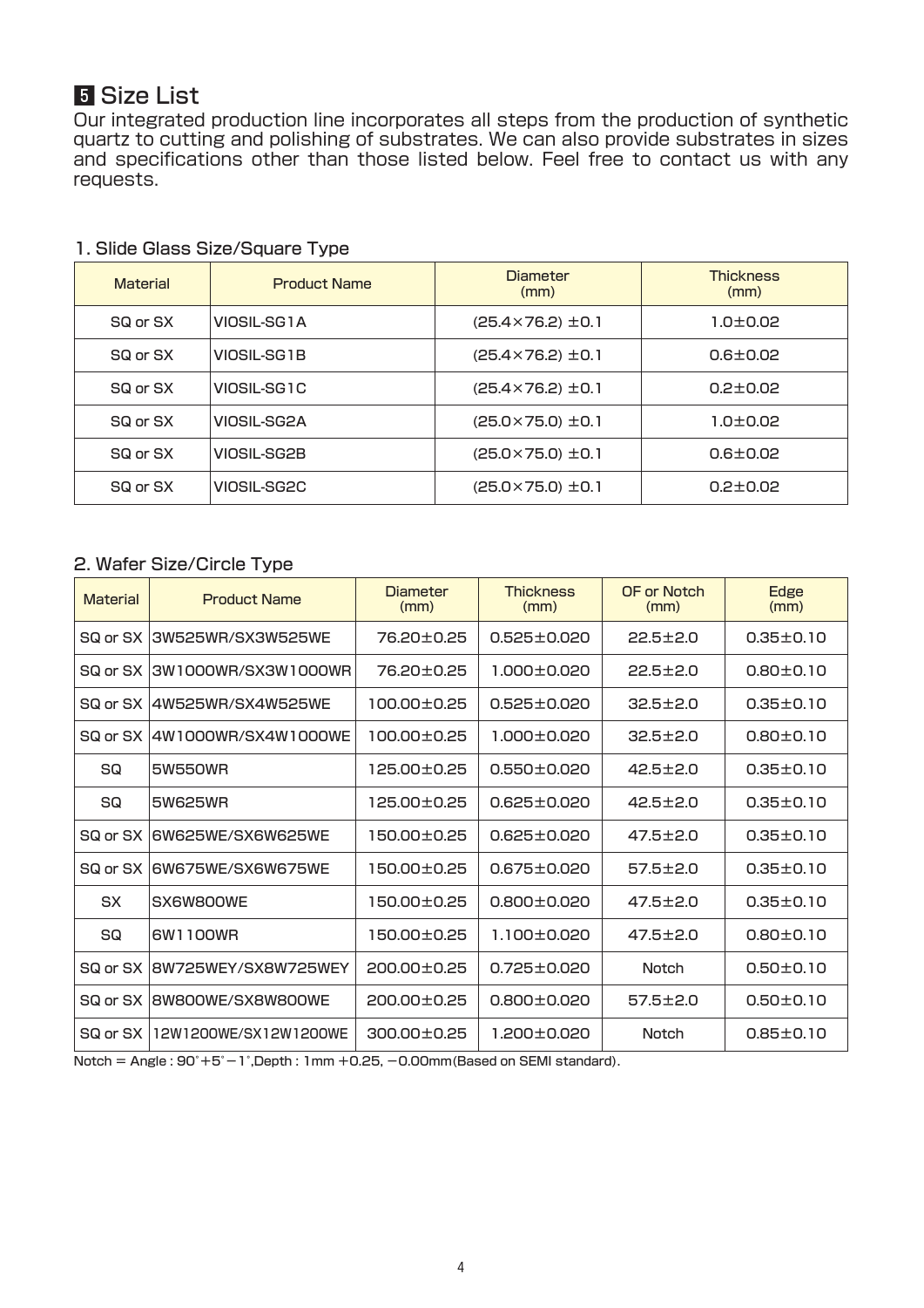# 5 Size List

Our integrated production line incorporates all steps from the production of synthetic quartz to cutting and polishing of substrates. We can also provide substrates in sizes and specifications other than those listed below. Feel free to contact us with any requests.

## 1. Slide Glass Size/Square Type

| Material | Product Name | Diameter (mm) | Thickness (mm) |
|---|---|---|---|
| SQ or SX | VIOSIL-SG1A | (25.4×76.2) ±0.1 | 1.0±0.02 |
| SQ or SX | VIOSIL-SG1B | (25.4×76.2) ±0.1 | 0.6±0.02 |
| SQ or SX | VIOSIL-SG1C | (25.4×76.2) ±0.1 | 0.2±0.02 |
| SQ or SX | VIOSIL-SG2A | (25.0×75.0) ±0.1 | 1.0±0.02 |
| SQ or SX | VIOSIL-SG2B | (25.0×75.0) ±0.1 | 0.6±0.02 |
| SQ or SX | VIOSIL-SG2C | (25.0×75.0) ±0.1 | 0.2±0.02 |

## 2. Wafer Size/Circle Type

| Material | Product Name | Diameter (mm) | Thickness (mm) | OF or Notch (mm) | Edge (mm) |
|---|---|---|---|---|---|
| SQ or SX | 3W525WR/SX3W525WE | 76.20±0.25 | 0.525±0.020 | 22.5±2.0 | 0.35±0.10 |
| SQ or SX | 3W1000WR/SX3W1000WR | 76.20±0.25 | 1.000±0.020 | 22.5±2.0 | 0.80±0.10 |
| SQ or SX | 4W525WR/SX4W525WE | 100.00±0.25 | 0.525±0.020 | 32.5±2.0 | 0.35±0.10 |
| SQ or SX | 4W1000WR/SX4W1000WE | 100.00±0.25 | 1.000±0.020 | 32.5±2.0 | 0.80±0.10 |
| SQ | 5W550WR | 125.00±0.25 | 0.550±0.020 | 42.5±2.0 | 0.35±0.10 |
| SQ | 5W625WR | 125.00±0.25 | 0.625±0.020 | 42.5±2.0 | 0.35±0.10 |
| SQ or SX | 6W625WE/SX6W625WE | 150.00±0.25 | 0.625±0.020 | 47.5±2.0 | 0.35±0.10 |
| SQ or SX | 6W675WE/SX6W675WE | 150.00±0.25 | 0.675±0.020 | 57.5±2.0 | 0.35±0.10 |
| SX | SX6W800WE | 150.00±0.25 | 0.800±0.020 | 47.5±2.0 | 0.35±0.10 |
| SQ | 6W1100WR | 150.00±0.25 | 1.100±0.020 | 47.5±2.0 | 0.80±0.10 |
| SQ or SX | 8W725WEY/SX8W725WEY | 200.00±0.25 | 0.725±0.020 | Notch | 0.50±0.10 |
| SQ or SX | 8W800WE/SX8W800WE | 200.00±0.25 | 0.800±0.020 | 57.5±2.0 | 0.50±0.10 |
| SQ or SX | 12W1200WE/SX12W1200WE | 300.00±0.25 | 1.200±0.020 | Notch | 0.85±0.10 |

Notch = Angle : 90°+5°−1°,Depth : 1mm +0.25, −0.00mm(Based on SEMI standard).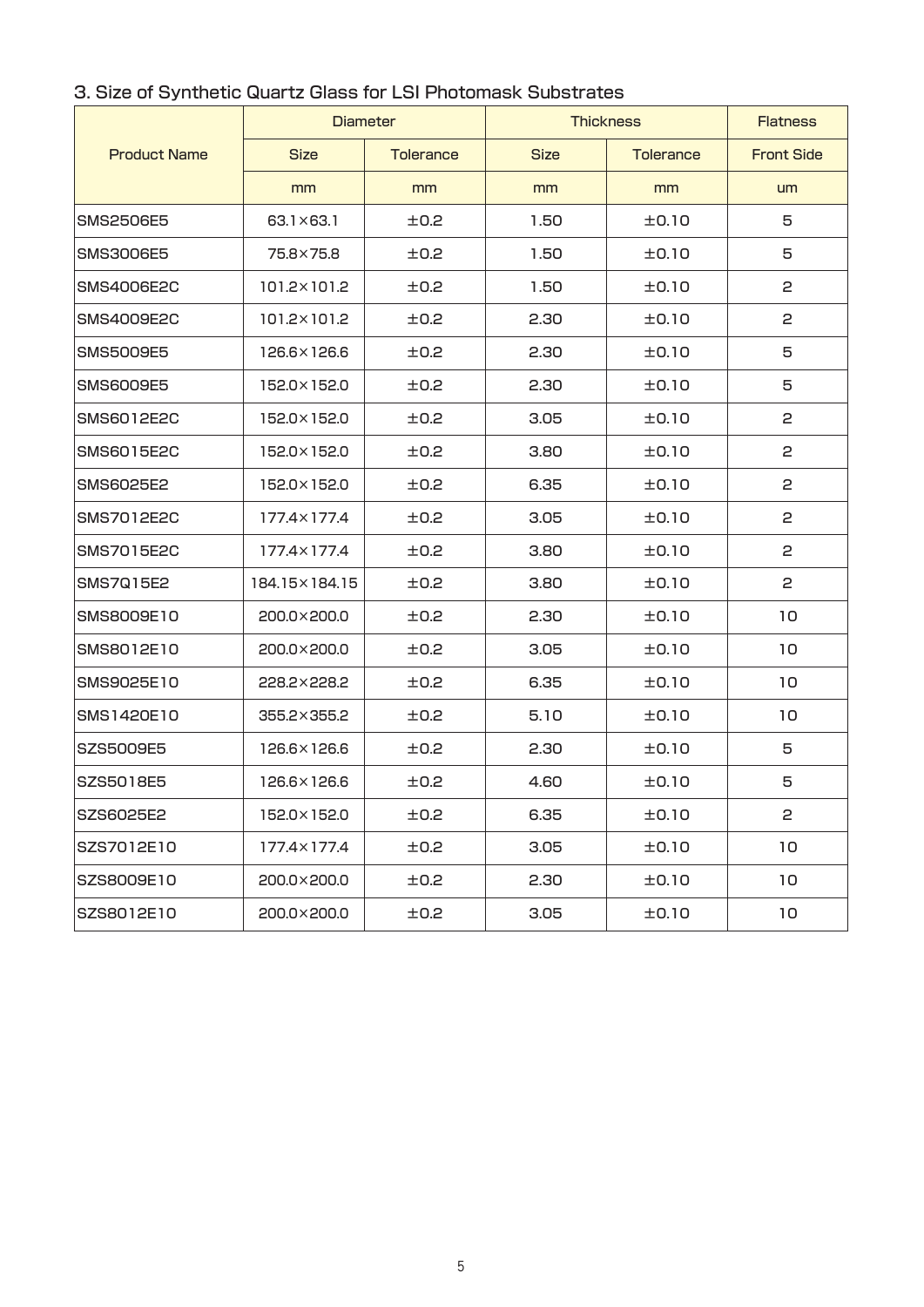## 3. Size of Synthetic Quartz Glass for LSI Photomask Substrates

| Product Name | Diameter | | Thickness | | Flatness |
|---|---|---|---|---|---|
| | Size | Tolerance | Size | Tolerance | Front Side |
| | mm | mm | mm | mm | um |
| SMS2506E5 | 63.1×63.1 | ±0.2 | 1.50 | ±0.10 | 5 |
| SMS3006E5 | 75.8×75.8 | ±0.2 | 1.50 | ±0.10 | 5 |
| SMS4006E2C | 101.2×101.2 | ±0.2 | 1.50 | ±0.10 | 2 |
| SMS4009E2C | 101.2×101.2 | ±0.2 | 2.30 | ±0.10 | 2 |
| SMS5009E5 | 126.6×126.6 | ±0.2 | 2.30 | ±0.10 | 5 |
| SMS6009E5 | 152.0×152.0 | ±0.2 | 2.30 | ±0.10 | 5 |
| SMS6012E2C | 152.0×152.0 | ±0.2 | 3.05 | ±0.10 | 2 |
| SMS6015E2C | 152.0×152.0 | ±0.2 | 3.80 | ±0.10 | 2 |
| SMS6025E2 | 152.0×152.0 | ±0.2 | 6.35 | ±0.10 | 2 |
| SMS7012E2C | 177.4×177.4 | ±0.2 | 3.05 | ±0.10 | 2 |
| SMS7015E2C | 177.4×177.4 | ±0.2 | 3.80 | ±0.10 | 2 |
| SMS7Q15E2 | 184.15×184.15 | ±0.2 | 3.80 | ±0.10 | 2 |
| SMS8009E10 | 200.0×200.0 | ±0.2 | 2.30 | ±0.10 | 10 |
| SMS8012E10 | 200.0×200.0 | ±0.2 | 3.05 | ±0.10 | 10 |
| SMS9025E10 | 228.2×228.2 | ±0.2 | 6.35 | ±0.10 | 10 |
| SMS1420E10 | 355.2×355.2 | ±0.2 | 5.10 | ±0.10 | 10 |
| SZS5009E5 | 126.6×126.6 | ±0.2 | 2.30 | ±0.10 | 5 |
| SZS5018E5 | 126.6×126.6 | ±0.2 | 4.60 | ±0.10 | 5 |
| SZS6025E2 | 152.0×152.0 | ±0.2 | 6.35 | ±0.10 | 2 |
| SZS7012E10 | 177.4×177.4 | ±0.2 | 3.05 | ±0.10 | 10 |
| SZS8009E10 | 200.0×200.0 | ±0.2 | 2.30 | ±0.10 | 10 |
| SZS8012E10 | 200.0×200.0 | ±0.2 | 3.05 | ±0.10 | 10 |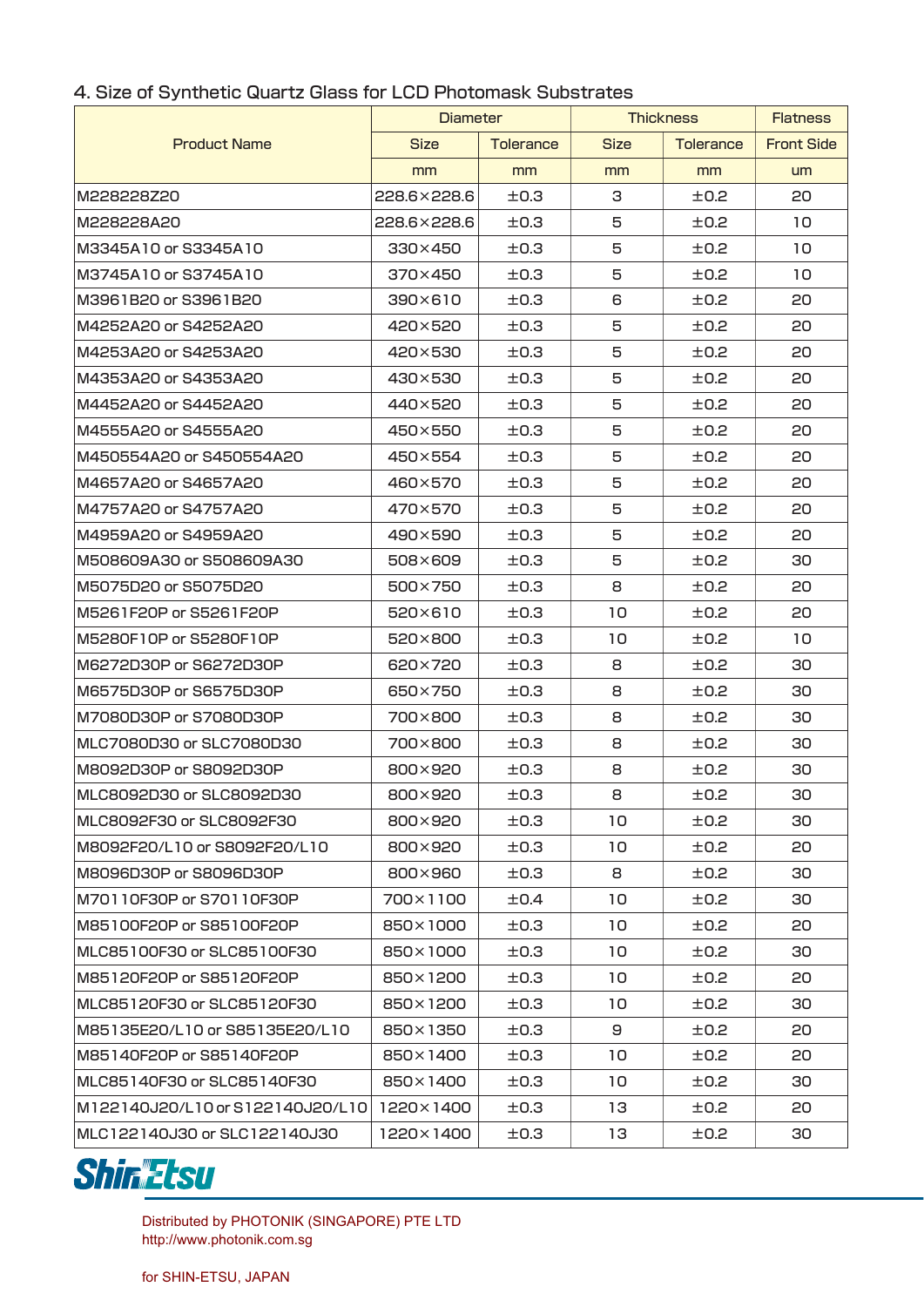## 4. Size of Synthetic Quartz Glass for LCD Photomask Substrates

| Product Name | Diameter | | Thickness | | Flatness |
|---|---|---|---|---|---|
| | Size | Tolerance | Size | Tolerance | Front Side |
| | mm | mm | mm | mm | um |
| M228228Z20 | 228.6×228.6 | ±0.3 | 3 | ±0.2 | 20 |
| M228228A20 | 228.6×228.6 | ±0.3 | 5 | ±0.2 | 10 |
| M3345A10 or S3345A10 | 330×450 | ±0.3 | 5 | ±0.2 | 10 |
| M3745A10 or S3745A10 | 370×450 | ±0.3 | 5 | ±0.2 | 10 |
| M3961B20 or S3961B20 | 390×610 | ±0.3 | 6 | ±0.2 | 20 |
| M4252A20 or S4252A20 | 420×520 | ±0.3 | 5 | ±0.2 | 20 |
| M4253A20 or S4253A20 | 420×530 | ±0.3 | 5 | ±0.2 | 20 |
| M4353A20 or S4353A20 | 430×530 | ±0.3 | 5 | ±0.2 | 20 |
| M4452A20 or S4452A20 | 440×520 | ±0.3 | 5 | ±0.2 | 20 |
| M4555A20 or S4555A20 | 450×550 | ±0.3 | 5 | ±0.2 | 20 |
| M450554A20 or S450554A20 | 450×554 | ±0.3 | 5 | ±0.2 | 20 |
| M4657A20 or S4657A20 | 460×570 | ±0.3 | 5 | ±0.2 | 20 |
| M4757A20 or S4757A20 | 470×570 | ±0.3 | 5 | ±0.2 | 20 |
| M4959A20 or S4959A20 | 490×590 | ±0.3 | 5 | ±0.2 | 20 |
| M508609A30 or S508609A30 | 508×609 | ±0.3 | 5 | ±0.2 | 30 |
| M5075D20 or S5075D20 | 500×750 | ±0.3 | 8 | ±0.2 | 20 |
| M5261F20P or S5261F20P | 520×610 | ±0.3 | 10 | ±0.2 | 20 |
| M5280F10P or S5280F10P | 520×800 | ±0.3 | 10 | ±0.2 | 10 |
| M6272D30P or S6272D30P | 620×720 | ±0.3 | 8 | ±0.2 | 30 |
| M6575D30P or S6575D30P | 650×750 | ±0.3 | 8 | ±0.2 | 30 |
| M7080D30P or S7080D30P | 700×800 | ±0.3 | 8 | ±0.2 | 30 |
| MLC7080D30 or SLC7080D30 | 700×800 | ±0.3 | 8 | ±0.2 | 30 |
| M8092D30P or S8092D30P | 800×920 | ±0.3 | 8 | ±0.2 | 30 |
| MLC8092D30 or SLC8092D30 | 800×920 | ±0.3 | 8 | ±0.2 | 30 |
| MLC8092F30 or SLC8092F30 | 800×920 | ±0.3 | 10 | ±0.2 | 30 |
| M8092F20/L10 or S8092F20/L10 | 800×920 | ±0.3 | 10 | ±0.2 | 20 |
| M8096D30P or S8096D30P | 800×960 | ±0.3 | 8 | ±0.2 | 30 |
| M70110F30P or S70110F30P | 700×1100 | ±0.4 | 10 | ±0.2 | 30 |
| M85100F20P or S85100F20P | 850×1000 | ±0.3 | 10 | ±0.2 | 20 |
| MLC85100F30 or SLC85100F30 | 850×1000 | ±0.3 | 10 | ±0.2 | 30 |
| M85120F20P or S85120F20P | 850×1200 | ±0.3 | 10 | ±0.2 | 20 |
| MLC85120F30 or SLC85120F30 | 850×1200 | ±0.3 | 10 | ±0.2 | 30 |
| M85135E20/L10 or S85135E20/L10 | 850×1350 | ±0.3 | 9 | ±0.2 | 20 |
| M85140F20P or S85140F20P | 850×1400 | ±0.3 | 10 | ±0.2 | 20 |
| MLC85140F30 or SLC85140F30 | 850×1400 | ±0.3 | 10 | ±0.2 | 30 |
| M122140J20/L10 or S122140J20/L10 | 1220×1400 | ±0.3 | 13 | ±0.2 | 20 |
| MLC122140J30 or SLC122140J30 | 1220×1400 | ±0.3 | 13 | ±0.2 | 30 |

ShinEtsu

Distributed by PHOTONIK (SINGAPORE) PTE LTD
http://www.photonik.com.sg

for SHIN-ETSU, JAPAN